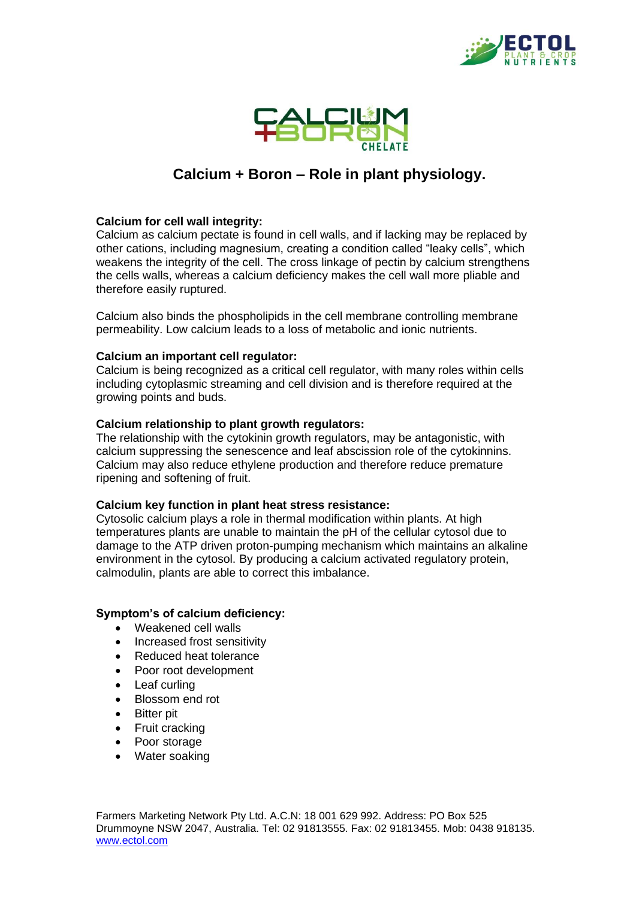# Calcium + Boron – Role in plant physiology.

**Calcium for cell wall integrity:**
Calcium as calcium pectate is found in cell walls, and if lacking may be replaced by other cations, including magnesium, creating a condition called "leaky cells", which weakens the integrity of the cell. The cross linkage of pectin by calcium strengthens the cells walls, whereas a calcium deficiency makes the cell wall more pliable and therefore easily ruptured.

Calcium also binds the phospholipids in the cell membrane controlling membrane permeability. Low calcium leads to a loss of metabolic and ionic nutrients.

**Calcium an important cell regulator:**
Calcium is being recognized as a critical cell regulator, with many roles within cells including cytoplasmic streaming and cell division and is therefore required at the growing points and buds.

**Calcium relationship to plant growth regulators:**
The relationship with the cytokinin growth regulators, may be antagonistic, with calcium suppressing the senescence and leaf abscission role of the cytokinnins. Calcium may also reduce ethylene production and therefore reduce premature ripening and softening of fruit.

**Calcium key function in plant heat stress resistance:**
Cytosolic calcium plays a role in thermal modification within plants. At high temperatures plants are unable to maintain the pH of the cellular cytosol due to damage to the ATP driven proton-pumping mechanism which maintains an alkaline environment in the cytosol. By producing a calcium activated regulatory protein, calmodulin, plants are able to correct this imbalance.

**Symptom's of calcium deficiency:**

- Weakened cell walls
- Increased frost sensitivity
- Reduced heat tolerance
- Poor root development
- Leaf curling
- Blossom end rot
- Bitter pit
- Fruit cracking
- Poor storage
- Water soaking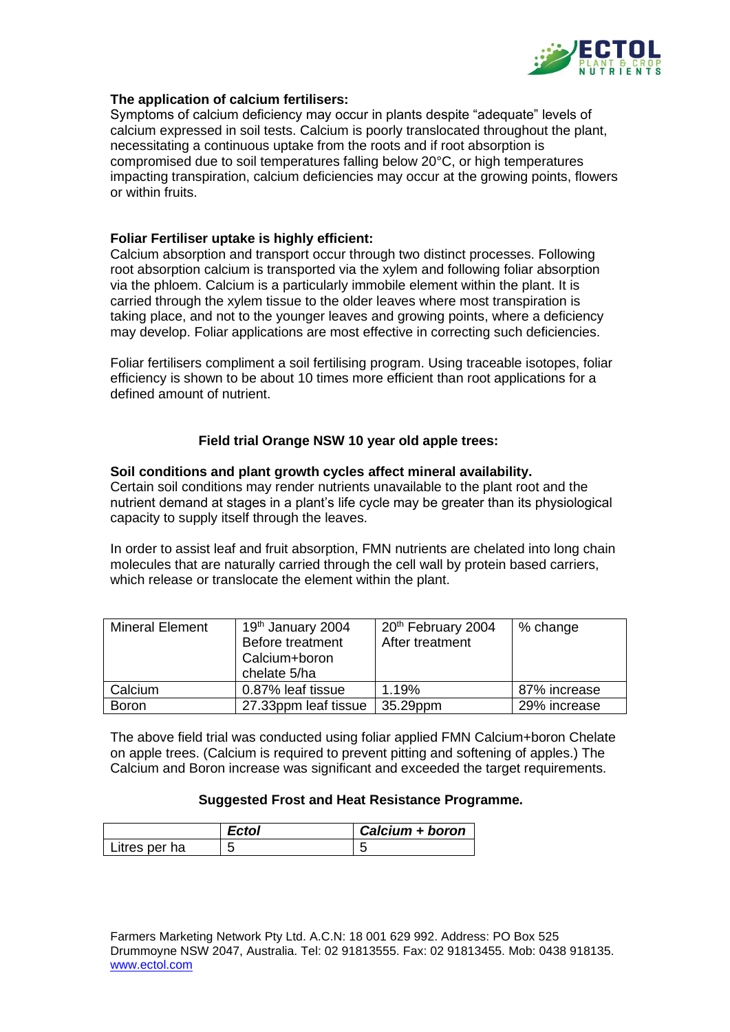**The application of calcium fertilisers:**
Symptoms of calcium deficiency may occur in plants despite "adequate" levels of calcium expressed in soil tests. Calcium is poorly translocated throughout the plant, necessitating a continuous uptake from the roots and if root absorption is compromised due to soil temperatures falling below 20°C, or high temperatures impacting transpiration, calcium deficiencies may occur at the growing points, flowers or within fruits.

**Foliar Fertiliser uptake is highly efficient:**
Calcium absorption and transport occur through two distinct processes. Following root absorption calcium is transported via the xylem and following foliar absorption via the phloem. Calcium is a particularly immobile element within the plant. It is carried through the xylem tissue to the older leaves where most transpiration is taking place, and not to the younger leaves and growing points, where a deficiency may develop. Foliar applications are most effective in correcting such deficiencies.

Foliar fertilisers compliment a soil fertilising program. Using traceable isotopes, foliar efficiency is shown to be about 10 times more efficient than root applications for a defined amount of nutrient.

**Field trial Orange NSW 10 year old apple trees:**

**Soil conditions and plant growth cycles affect mineral availability.**
Certain soil conditions may render nutrients unavailable to the plant root and the nutrient demand at stages in a plant's life cycle may be greater than its physiological capacity to supply itself through the leaves.

In order to assist leaf and fruit absorption, FMN nutrients are chelated into long chain molecules that are naturally carried through the cell wall by protein based carriers, which release or translocate the element within the plant.

| Mineral Element | 19th January 2004 Before treatment Calcium+boron chelate 5/ha | 20th February 2004 After treatment | % change |
|---|---|---|---|
| Calcium | 0.87% leaf tissue | 1.19% | 87% increase |
| Boron | 27.33ppm leaf tissue | 35.29ppm | 29% increase |

The above field trial was conducted using foliar applied FMN Calcium+boron Chelate on apple trees. (Calcium is required to prevent pitting and softening of apples.) The Calcium and Boron increase was significant and exceeded the target requirements.

**Suggested Frost and Heat Resistance Programme.**

| | ***Ectol*** | ***Calcium + boron*** |
|---|---|---|
| Litres per ha | 5 | 5 |

Farmers Marketing Network Pty Ltd. A.C.N: 18 001 629 992. Address: PO Box 525 Drummoyne NSW 2047, Australia. Tel: 02 91813555. Fax: 02 91813455. Mob: 0438 918135. www.ectol.com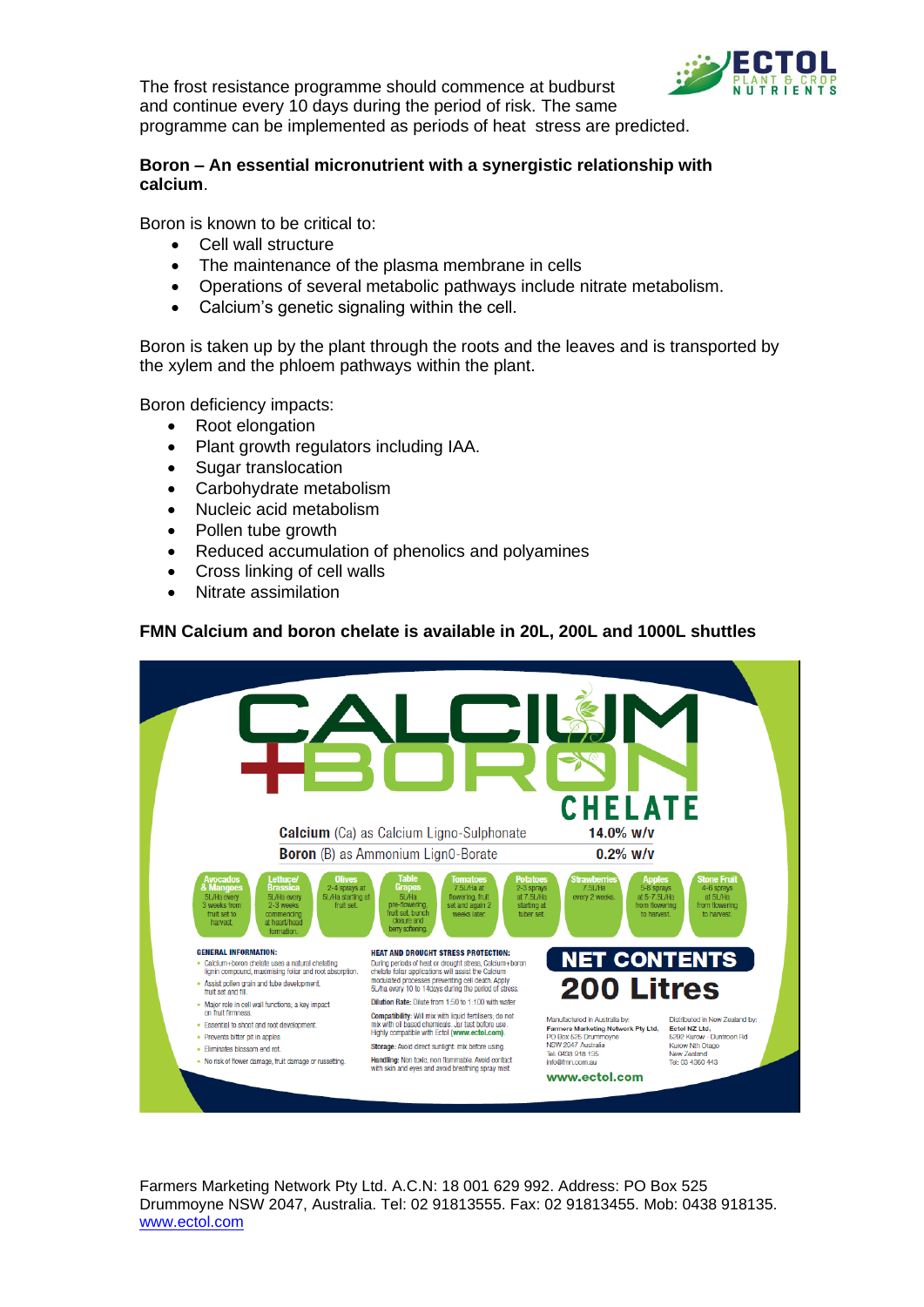The frost resistance programme should commence at budburst and continue every 10 days during the period of risk. The same programme can be implemented as periods of heat stress are predicted.

**Boron – An essential micronutrient with a synergistic relationship with calcium**.

Boron is known to be critical to:

- Cell wall structure
- The maintenance of the plasma membrane in cells
- Operations of several metabolic pathways include nitrate metabolism.
- Calcium's genetic signaling within the cell.

Boron is taken up by the plant through the roots and the leaves and is transported by the xylem and the phloem pathways within the plant.

Boron deficiency impacts:

- Root elongation
- Plant growth regulators including IAA.
- Sugar translocation
- Carbohydrate metabolism
- Nucleic acid metabolism
- Pollen tube growth
- Reduced accumulation of phenolics and polyamines
- Cross linking of cell walls
- Nitrate assimilation

**FMN Calcium and boron chelate is available in 20L, 200L and 1000L shuttles**

CALCIUM +BORON CHELATE

**Calcium** (Ca) as Calcium Ligno-Sulphonate **14.0% w/v**

**Boron** (B) as Ammonium LignO-Borate **0.2% w/v**

| Avocados & Mangoes | Lettuce/ Brassica | Olives | Table Grapes | Tomatoes | Potatoes | Strawberries | Apples | Stone Fruit |
|---|---|---|---|---|---|---|---|---|
| 5L/Ha every 3 weeks from fruit set to harvest. | 5L/Ha every 2-3 weeks commencing at heart/head formation. | 2-4 sprays at 5L/Ha starting at fruit set. | 5L/Ha pre-flowering, fruit set, bunch closure and berry softening. | 7.5L/Ha at flowering, fruit set and again 2 weeks later. | 2-3 sprays at 7.5L/Ha starting at tuber set. | 7.5L/Ha every 2 weeks. | 5-8 sprays at 5-7.5L/Ha from flowering to harvest. | 4-6 sprays at 5L/Ha from flowering to harvest. |

**GENERAL INFORMATION:**

- Calcium+boron chelate uses a natural chelating lignin compound, maximising foliar and root absorption.
- Assist pollen grain and tube development, fruit set and fill.
- Major role in cell wall functions, a key impact on fruit firmness.
- Essential to shoot and root development.
- Prevents bitter pit in apples
- Eliminates blossom end rot.
- No risk of flower damage, fruit damage or russetting.

**HEAT AND DROUGHT STRESS PROTECTION:** During periods of heat or drought stress, Calcium+boron chelate foliar applications will assist the Calcium modulated processes preventing cell death. Apply 5L/ha every 10 to 14days during the period of stress.

**Dilution Rate:** Dilute from 1:50 to 1:100 with water

**Compatibility:** Will mix with liquid fertilisers, do not mix with oil based chemicals. Jar test before use. Highly compatible with Ectol (www.ectol.com).

**Storage:** Avoid direct sunlight. mix before using.

**Handling:** Non toxic, non flammable. Avoid contact with skin and eyes and avoid breathing spray mist.

**NET CONTENTS**
**200 Litres**

Manufactured in Australia by:
**Farmers Marketing Network Pty Ltd,**
PO Box 525 Drummoyne
NSW 2047 Australia
Tel: 0438 918 135
info@fmn.com.au

Distributed in New Zealand by:
**Ectol NZ Ltd,**
5292 Kurow - Duntroon Rd
Kurow Nth Otago
New Zealand
Tel: 03 4360 443

**www.ectol.com**

Farmers Marketing Network Pty Ltd. A.C.N: 18 001 629 992. Address: PO Box 525 Drummoyne NSW 2047, Australia. Tel: 02 91813555. Fax: 02 91813455. Mob: 0438 918135. www.ectol.com